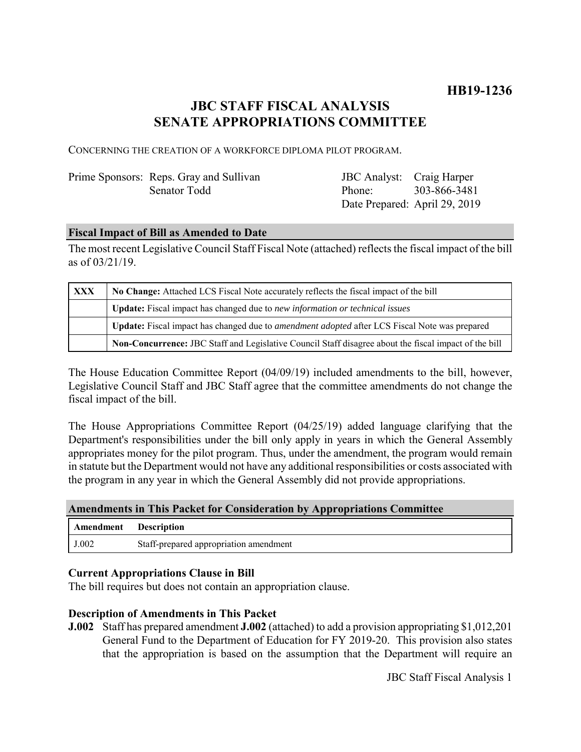**HB19-1236**

# JBC STAFF FISCAL ANALYSIS
# SENATE APPROPRIATIONS COMMITTEE

CONCERNING THE CREATION OF A WORKFORCE DIPLOMA PILOT PROGRAM.

| | | | |
|---|---|---|---|
| Prime Sponsors: | Reps. Gray and Sullivan | JBC Analyst: | Craig Harper |
| | Senator Todd | Phone: | 303-866-3481 |
| | | Date Prepared: | April 29, 2019 |

## Fiscal Impact of Bill as Amended to Date

The most recent Legislative Council Staff Fiscal Note (attached) reflects the fiscal impact of the bill as of 03/21/19.

| | |
|---|---|
| XXX | **No Change:** Attached LCS Fiscal Note accurately reflects the fiscal impact of the bill |
| | **Update:** Fiscal impact has changed due to *new information or technical issues* |
| | **Update:** Fiscal impact has changed due to *amendment adopted* after LCS Fiscal Note was prepared |
| | **Non-Concurrence:** JBC Staff and Legislative Council Staff disagree about the fiscal impact of the bill |

The House Education Committee Report (04/09/19) included amendments to the bill, however, Legislative Council Staff and JBC Staff agree that the committee amendments do not change the fiscal impact of the bill.

The House Appropriations Committee Report (04/25/19) added language clarifying that the Department's responsibilities under the bill only apply in years in which the General Assembly appropriates money for the pilot program. Thus, under the amendment, the program would remain in statute but the Department would not have any additional responsibilities or costs associated with the program in any year in which the General Assembly did not provide appropriations.

## Amendments in This Packet for Consideration by Appropriations Committee

| Amendment | Description |
|---|---|
| J.002 | Staff-prepared appropriation amendment |

### Current Appropriations Clause in Bill

The bill requires but does not contain an appropriation clause.

### Description of Amendments in This Packet

**J.002** Staff has prepared amendment **J.002** (attached) to add a provision appropriating $1,012,201 General Fund to the Department of Education for FY 2019-20. This provision also states that the appropriation is based on the assumption that the Department will require an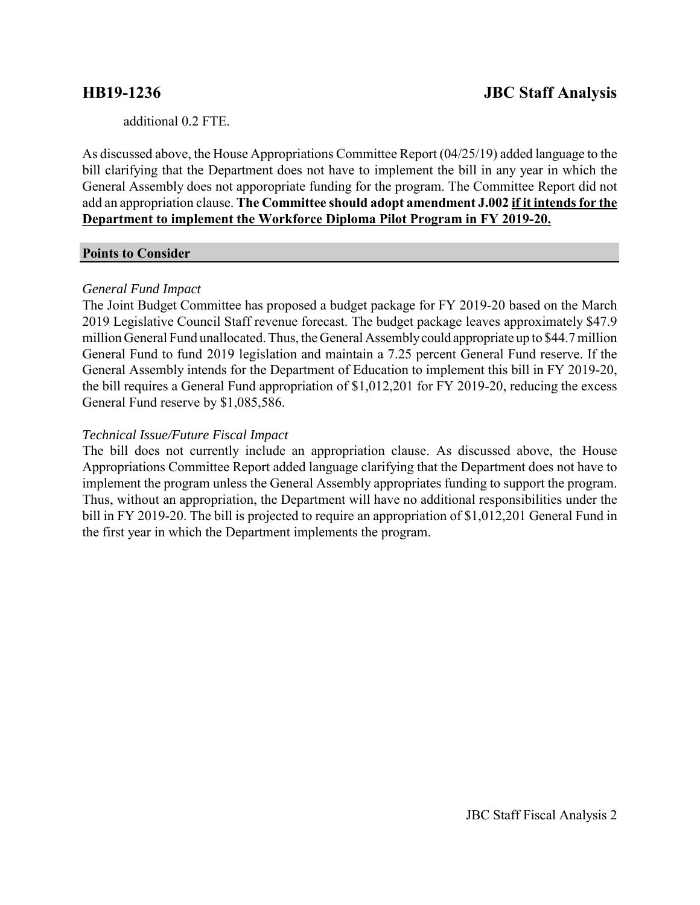additional 0.2 FTE.

As discussed above, the House Appropriations Committee Report (04/25/19) added language to the bill clarifying that the Department does not have to implement the bill in any year in which the General Assembly does not apporopriate funding for the program. The Committee Report did not add an appropriation clause. **The Committee should adopt amendment J.002 if it intends for the Department to implement the Workforce Diploma Pilot Program in FY 2019-20.**

## Points to Consider

*General Fund Impact*

The Joint Budget Committee has proposed a budget package for FY 2019-20 based on the March 2019 Legislative Council Staff revenue forecast. The budget package leaves approximately $47.9 million General Fund unallocated. Thus, the General Assembly could appropriate up to $44.7 million General Fund to fund 2019 legislation and maintain a 7.25 percent General Fund reserve. If the General Assembly intends for the Department of Education to implement this bill in FY 2019-20, the bill requires a General Fund appropriation of $1,012,201 for FY 2019-20, reducing the excess General Fund reserve by $1,085,586.

*Technical Issue/Future Fiscal Impact*

The bill does not currently include an appropriation clause. As discussed above, the House Appropriations Committee Report added language clarifying that the Department does not have to implement the program unless the General Assembly appropriates funding to support the program. Thus, without an appropriation, the Department will have no additional responsibilities under the bill in FY 2019-20. The bill is projected to require an appropriation of $1,012,201 General Fund in the first year in which the Department implements the program.